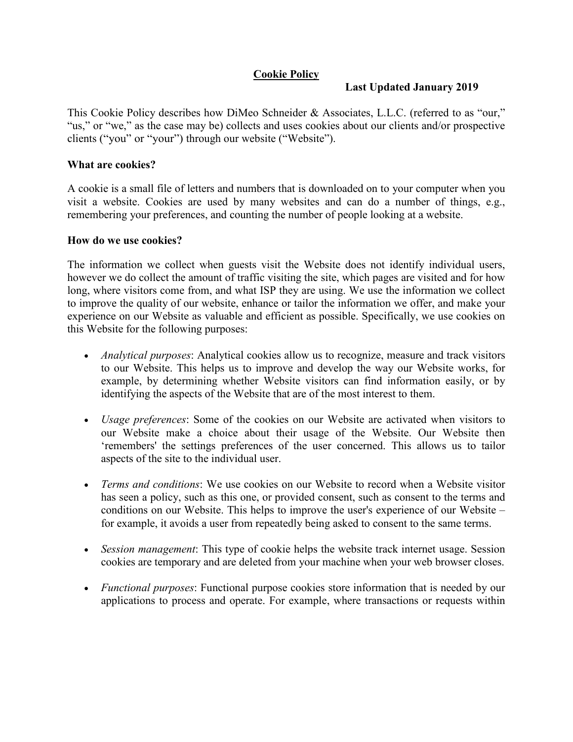# Cookie Policy

**Last Updated January 2019**

This Cookie Policy describes how DiMeo Schneider & Associates, L.L.C. (referred to as "our," "us," or "we," as the case may be) collects and uses cookies about our clients and/or prospective clients ("you" or "your") through our website ("Website").

**What are cookies?**

A cookie is a small file of letters and numbers that is downloaded on to your computer when you visit a website. Cookies are used by many websites and can do a number of things, e.g., remembering your preferences, and counting the number of people looking at a website.

**How do we use cookies?**

The information we collect when guests visit the Website does not identify individual users, however we do collect the amount of traffic visiting the site, which pages are visited and for how long, where visitors come from, and what ISP they are using. We use the information we collect to improve the quality of our website, enhance or tailor the information we offer, and make your experience on our Website as valuable and efficient as possible. Specifically, we use cookies on this Website for the following purposes:

- *Analytical purposes*: Analytical cookies allow us to recognize, measure and track visitors to our Website. This helps us to improve and develop the way our Website works, for example, by determining whether Website visitors can find information easily, or by identifying the aspects of the Website that are of the most interest to them.

- *Usage preferences*: Some of the cookies on our Website are activated when visitors to our Website make a choice about their usage of the Website. Our Website then 'remembers' the settings preferences of the user concerned. This allows us to tailor aspects of the site to the individual user.

- *Terms and conditions*: We use cookies on our Website to record when a Website visitor has seen a policy, such as this one, or provided consent, such as consent to the terms and conditions on our Website. This helps to improve the user's experience of our Website – for example, it avoids a user from repeatedly being asked to consent to the same terms.

- *Session management*: This type of cookie helps the website track internet usage. Session cookies are temporary and are deleted from your machine when your web browser closes.

- *Functional purposes*: Functional purpose cookies store information that is needed by our applications to process and operate. For example, where transactions or requests within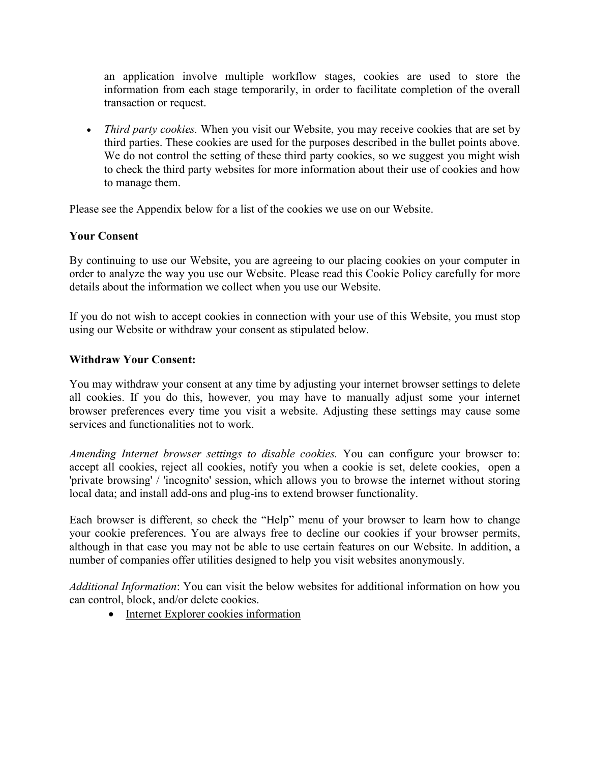an application involve multiple workflow stages, cookies are used to store the information from each stage temporarily, in order to facilitate completion of the overall transaction or request.

- *Third party cookies.* When you visit our Website, you may receive cookies that are set by third parties. These cookies are used for the purposes described in the bullet points above. We do not control the setting of these third party cookies, so we suggest you might wish to check the third party websites for more information about their use of cookies and how to manage them.

Please see the Appendix below for a list of the cookies we use on our Website.

**Your Consent**

By continuing to use our Website, you are agreeing to our placing cookies on your computer in order to analyze the way you use our Website. Please read this Cookie Policy carefully for more details about the information we collect when you use our Website.

If you do not wish to accept cookies in connection with your use of this Website, you must stop using our Website or withdraw your consent as stipulated below.

**Withdraw Your Consent:**

You may withdraw your consent at any time by adjusting your internet browser settings to delete all cookies. If you do this, however, you may have to manually adjust some your internet browser preferences every time you visit a website. Adjusting these settings may cause some services and functionalities not to work.

*Amending Internet browser settings to disable cookies.* You can configure your browser to: accept all cookies, reject all cookies, notify you when a cookie is set, delete cookies, open a 'private browsing' / 'incognito' session, which allows you to browse the internet without storing local data; and install add-ons and plug-ins to extend browser functionality.

Each browser is different, so check the “Help” menu of your browser to learn how to change your cookie preferences. You are always free to decline our cookies if your browser permits, although in that case you may not be able to use certain features on our Website. In addition, a number of companies offer utilities designed to help you visit websites anonymously.

*Additional Information*: You can visit the below websites for additional information on how you can control, block, and/or delete cookies.

- Internet Explorer cookies information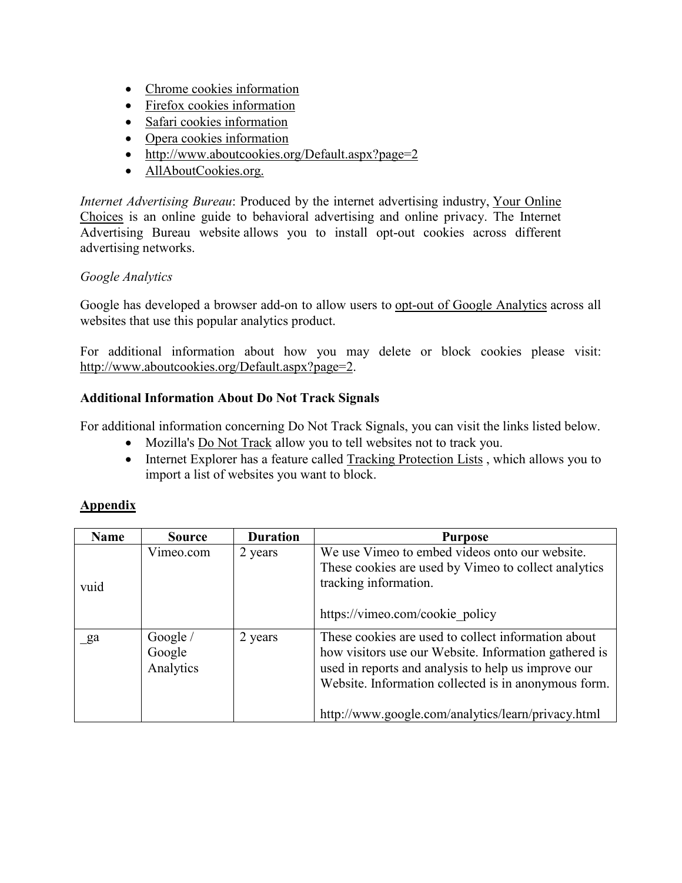- Chrome cookies information
- Firefox cookies information
- Safari cookies information
- Opera cookies information
- http://www.aboutcookies.org/Default.aspx?page=2
- AllAboutCookies.org.

*Internet Advertising Bureau*: Produced by the internet advertising industry, Your Online Choices is an online guide to behavioral advertising and online privacy. The Internet Advertising Bureau website allows you to install opt-out cookies across different advertising networks.

*Google Analytics*

Google has developed a browser add-on to allow users to opt-out of Google Analytics across all websites that use this popular analytics product.

For additional information about how you may delete or block cookies please visit: http://www.aboutcookies.org/Default.aspx?page=2.

**Additional Information About Do Not Track Signals**

For additional information concerning Do Not Track Signals, you can visit the links listed below.

- Mozilla's Do Not Track allow you to tell websites not to track you.
- Internet Explorer has a feature called Tracking Protection Lists , which allows you to import a list of websites you want to block.

**Appendix**

| Name | Source | Duration | Purpose |
|---|---|---|---|
| vuid | Vimeo.com | 2 years | We use Vimeo to embed videos onto our website. These cookies are used by Vimeo to collect analytics tracking information.<br><br>https://vimeo.com/cookie_policy |
| _ga | Google / Google Analytics | 2 years | These cookies are used to collect information about how visitors use our Website. Information gathered is used in reports and analysis to help us improve our Website. Information collected is in anonymous form.<br><br>http://www.google.com/analytics/learn/privacy.html |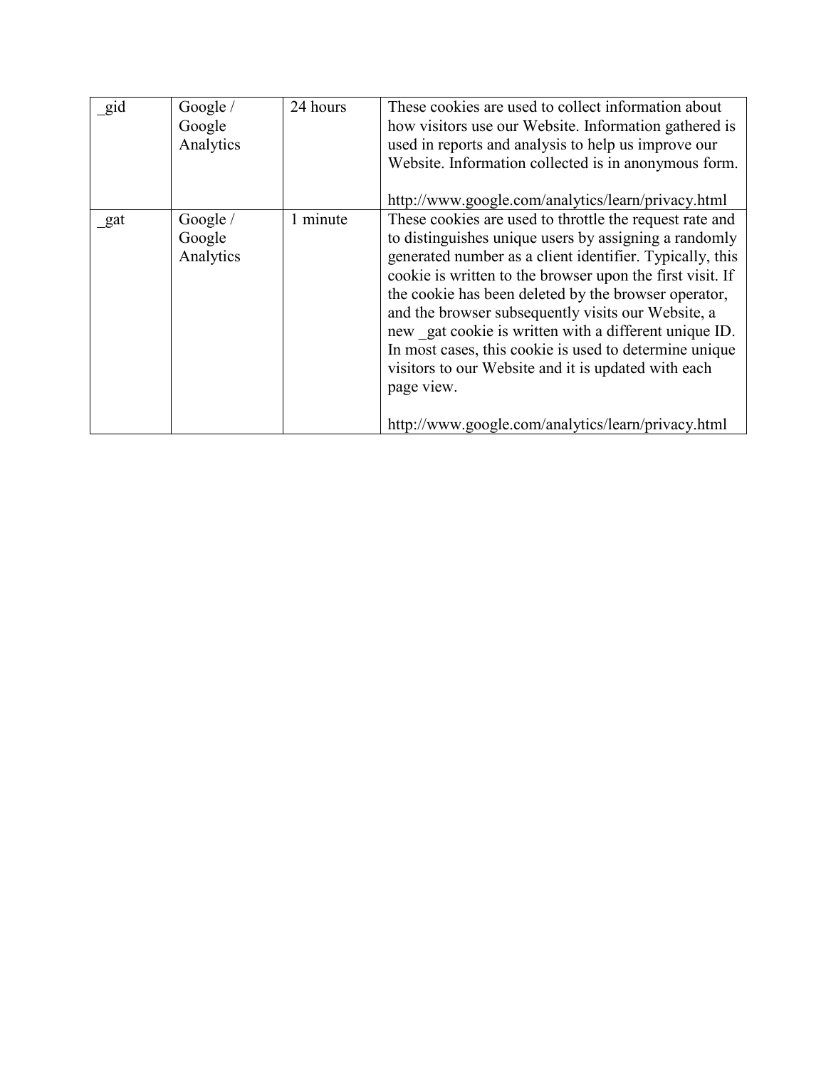| | | | |
|---|---|---|---|
| _gid | Google / Google Analytics | 24 hours | These cookies are used to collect information about how visitors use our Website. Information gathered is used in reports and analysis to help us improve our Website. Information collected is in anonymous form.<br><br>http://www.google.com/analytics/learn/privacy.html |
| _gat | Google / Google Analytics | 1 minute | These cookies are used to throttle the request rate and to distinguishes unique users by assigning a randomly generated number as a client identifier. Typically, this cookie is written to the browser upon the first visit. If the cookie has been deleted by the browser operator, and the browser subsequently visits our Website, a new _gat cookie is written with a different unique ID. In most cases, this cookie is used to determine unique visitors to our Website and it is updated with each page view.<br><br>http://www.google.com/analytics/learn/privacy.html |